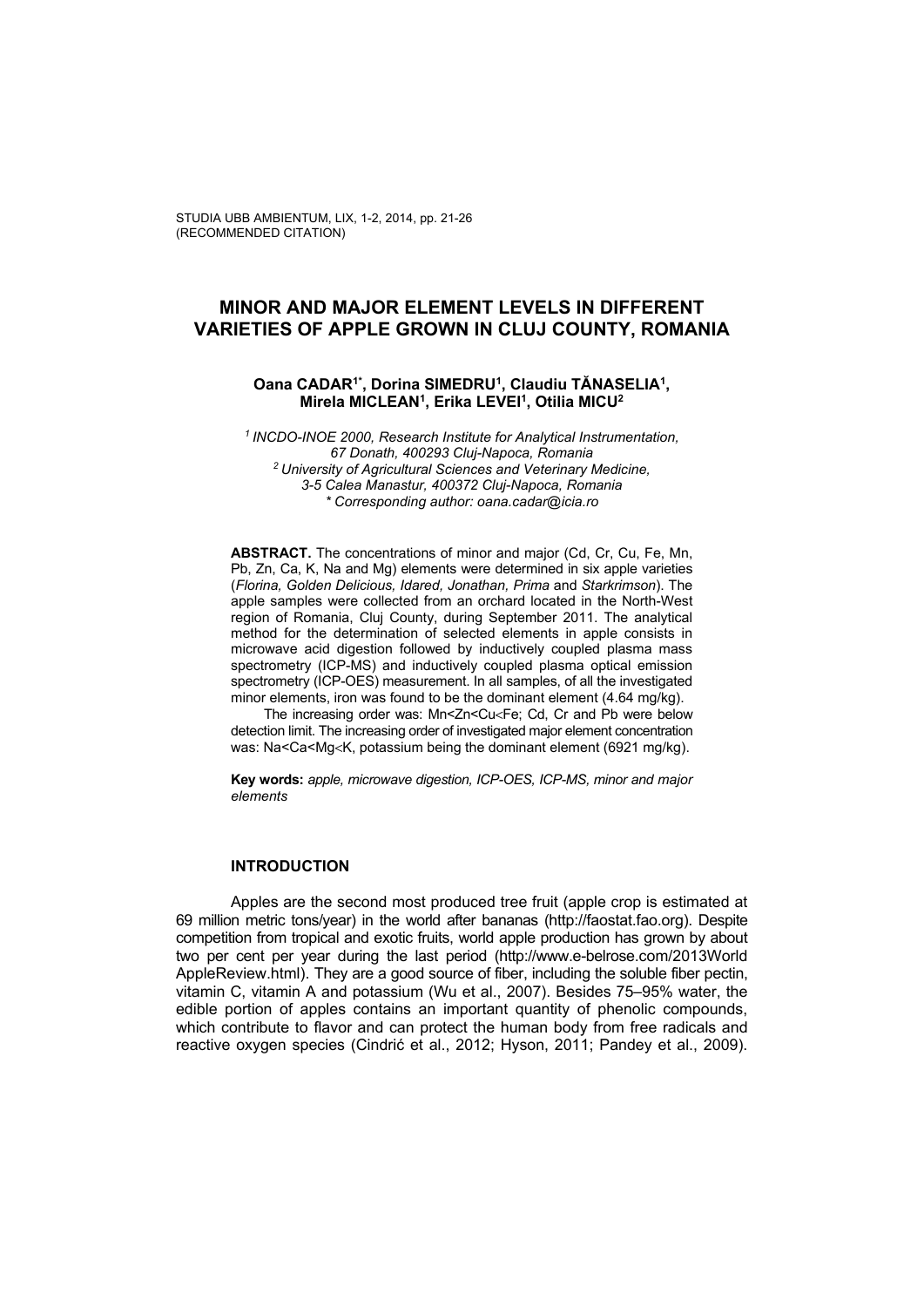# MINOR AND MAJOR ELEMENT LEVELS IN DIFFERENT VARIETIES OF APPLE GROWN IN CLUJ COUNTY, ROMANIA

**Oana CADAR[1*], Dorina SIMEDRU[1], Claudiu TĂNASELIA[1], Mirela MICLEAN[1], Erika LEVEI[1], Otilia MICU[2]**

*[1] INCDO-INOE 2000, Research Institute for Analytical Instrumentation, 67 Donath, 400293 Cluj-Napoca, Romania*
*[2] University of Agricultural Sciences and Veterinary Medicine, 3-5 Calea Manastur, 400372 Cluj-Napoca, Romania*
*\* Corresponding author: oana.cadar@icia.ro*

**ABSTRACT.** The concentrations of minor and major (Cd, Cr, Cu, Fe, Mn, Pb, Zn, Ca, K, Na and Mg) elements were determined in six apple varieties (*Florina, Golden Delicious, Idared, Jonathan, Prima* and *Starkrimson*). The apple samples were collected from an orchard located in the North-West region of Romania, Cluj County, during September 2011. The analytical method for the determination of selected elements in apple consists in microwave acid digestion followed by inductively coupled plasma mass spectrometry (ICP-MS) and inductively coupled plasma optical emission spectrometry (ICP-OES) measurement. In all samples, of all the investigated minor elements, iron was found to be the dominant element (4.64 mg/kg).

The increasing order was: Mn<Zn<Cu<Fe; Cd, Cr and Pb were below detection limit. The increasing order of investigated major element concentration was: Na<Ca<Mg<K, potassium being the dominant element (6921 mg/kg).

**Key words:** *apple, microwave digestion, ICP-OES, ICP-MS, minor and major elements*

## INTRODUCTION

Apples are the second most produced tree fruit (apple crop is estimated at 69 million metric tons/year) in the world after bananas (http://faostat.fao.org). Despite competition from tropical and exotic fruits, world apple production has grown by about two per cent per year during the last period (http://www.e-belrose.com/2013World AppleReview.html). They are a good source of fiber, including the soluble fiber pectin, vitamin C, vitamin A and potassium (Wu et al., 2007). Besides 75–95% water, the edible portion of apples contains an important quantity of phenolic compounds, which contribute to flavor and can protect the human body from free radicals and reactive oxygen species (Cindrić et al., 2012; Hyson, 2011; Pandey et al., 2009).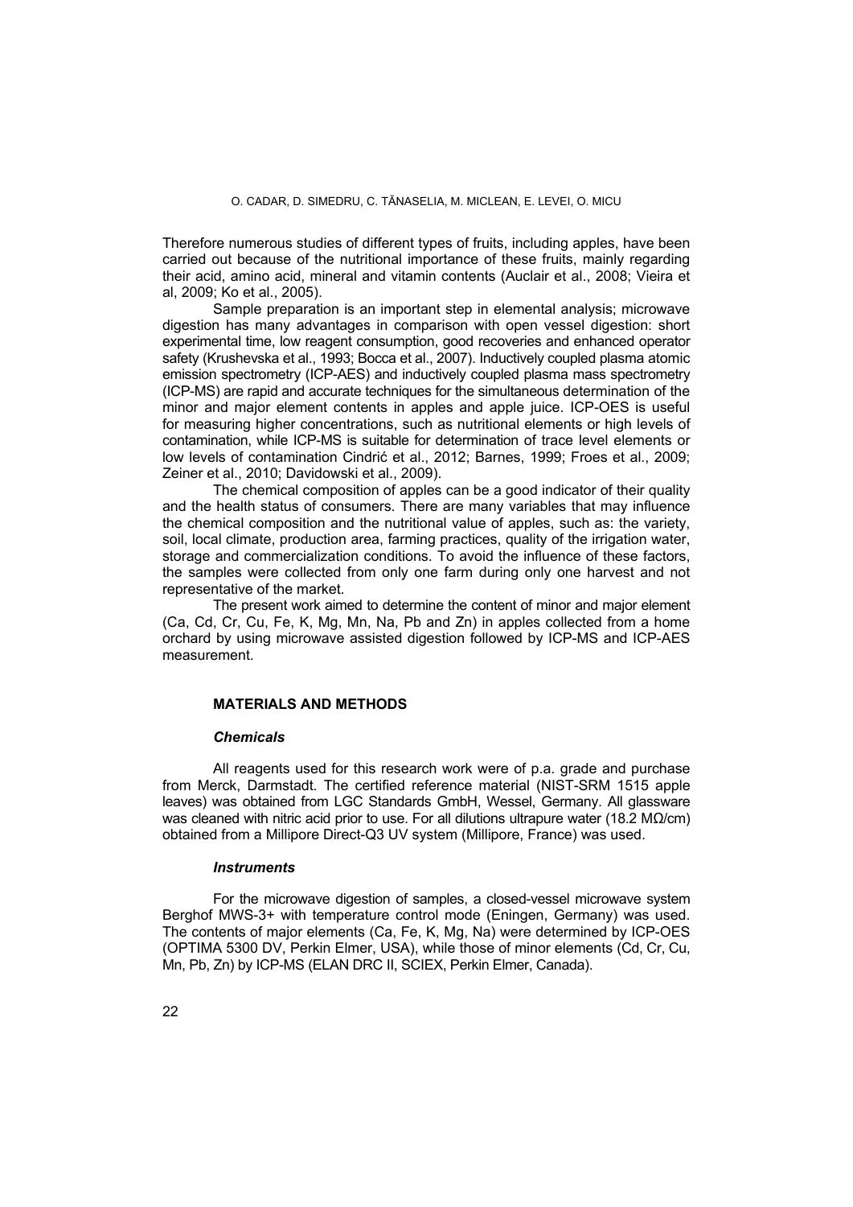Therefore numerous studies of different types of fruits, including apples, have been carried out because of the nutritional importance of these fruits, mainly regarding their acid, amino acid, mineral and vitamin contents (Auclair et al., 2008; Vieira et al, 2009; Ko et al., 2005).

Sample preparation is an important step in elemental analysis; microwave digestion has many advantages in comparison with open vessel digestion: short experimental time, low reagent consumption, good recoveries and enhanced operator safety (Krushevska et al., 1993; Bocca et al., 2007). Inductively coupled plasma atomic emission spectrometry (ICP-AES) and inductively coupled plasma mass spectrometry (ICP-MS) are rapid and accurate techniques for the simultaneous determination of the minor and major element contents in apples and apple juice. ICP-OES is useful for measuring higher concentrations, such as nutritional elements or high levels of contamination, while ICP-MS is suitable for determination of trace level elements or low levels of contamination Cindrić et al., 2012; Barnes, 1999; Froes et al., 2009; Zeiner et al., 2010; Davidowski et al., 2009).

The chemical composition of apples can be a good indicator of their quality and the health status of consumers. There are many variables that may influence the chemical composition and the nutritional value of apples, such as: the variety, soil, local climate, production area, farming practices, quality of the irrigation water, storage and commercialization conditions. To avoid the influence of these factors, the samples were collected from only one farm during only one harvest and not representative of the market.

The present work aimed to determine the content of minor and major element (Ca, Cd, Cr, Cu, Fe, K, Mg, Mn, Na, Pb and Zn) in apples collected from a home orchard by using microwave assisted digestion followed by ICP-MS and ICP-AES measurement.

## MATERIALS AND METHODS

### *Chemicals*

All reagents used for this research work were of p.a. grade and purchase from Merck, Darmstadt. The certified reference material (NIST-SRM 1515 apple leaves) was obtained from LGC Standards GmbH, Wessel, Germany. All glassware was cleaned with nitric acid prior to use. For all dilutions ultrapure water (18.2 MΩ/cm) obtained from a Millipore Direct-Q3 UV system (Millipore, France) was used.

### *Instruments*

For the microwave digestion of samples, a closed-vessel microwave system Berghof MWS-3+ with temperature control mode (Eningen, Germany) was used. The contents of major elements (Ca, Fe, K, Mg, Na) were determined by ICP-OES (OPTIMA 5300 DV, Perkin Elmer, USA), while those of minor elements (Cd, Cr, Cu, Mn, Pb, Zn) by ICP-MS (ELAN DRC II, SCIEX, Perkin Elmer, Canada).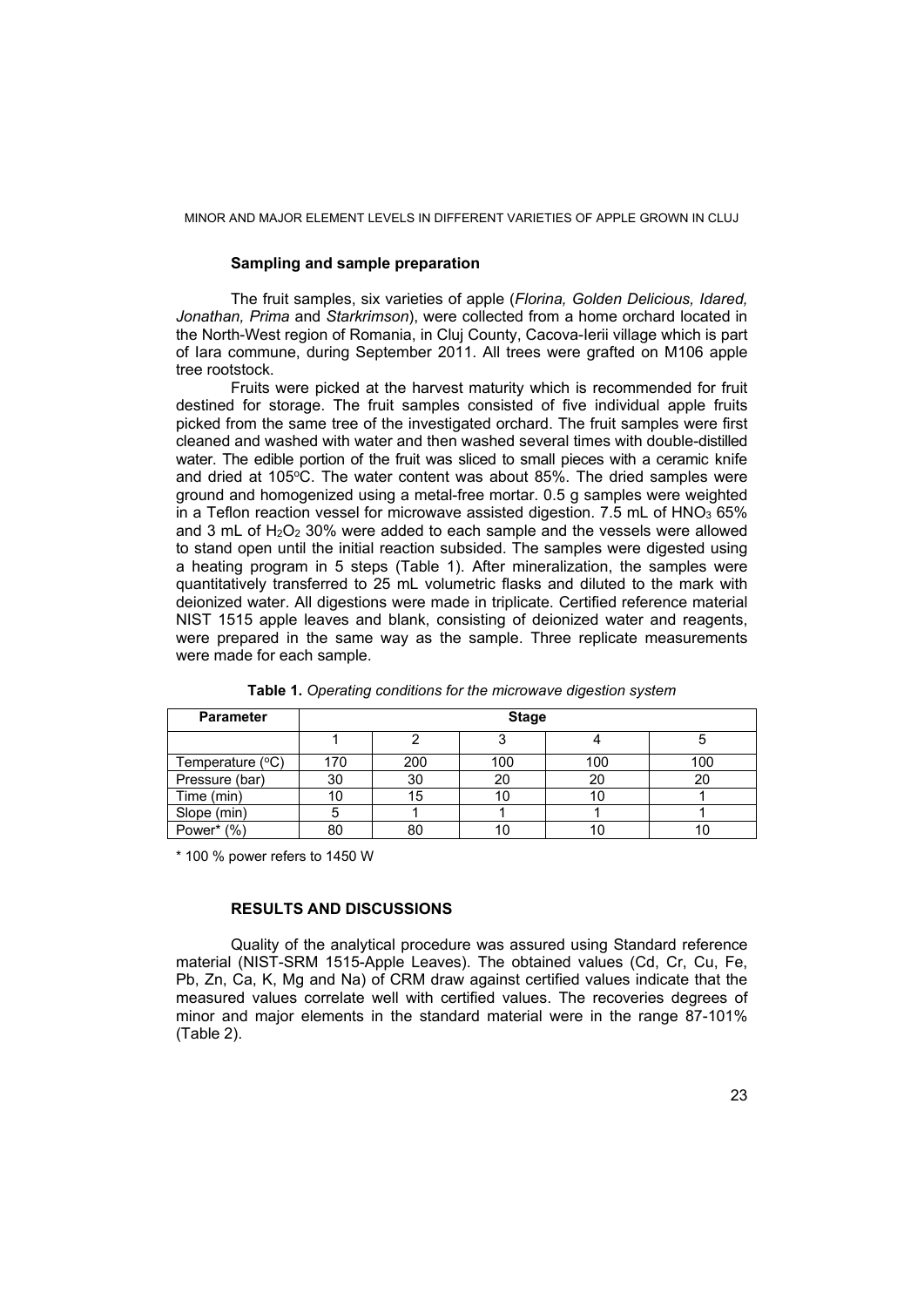### Sampling and sample preparation

The fruit samples, six varieties of apple (*Florina, Golden Delicious, Idared, Jonathan, Prima* and *Starkrimson*), were collected from a home orchard located in the North-West region of Romania, in Cluj County, Cacova-Ierii village which is part of Iara commune, during September 2011. All trees were grafted on M106 apple tree rootstock.

Fruits were picked at the harvest maturity which is recommended for fruit destined for storage. The fruit samples consisted of five individual apple fruits picked from the same tree of the investigated orchard. The fruit samples were first cleaned and washed with water and then washed several times with double-distilled water. The edible portion of the fruit was sliced to small pieces with a ceramic knife and dried at 105°C. The water content was about 85%. The dried samples were ground and homogenized using a metal-free mortar. 0.5 g samples were weighted in a Teflon reaction vessel for microwave assisted digestion. 7.5 mL of $HNO_3$ 65% and 3 mL of $H_2O_2$ 30% were added to each sample and the vessels were allowed to stand open until the initial reaction subsided. The samples were digested using a heating program in 5 steps (Table 1). After mineralization, the samples were quantitatively transferred to 25 mL volumetric flasks and diluted to the mark with deionized water. All digestions were made in triplicate. Certified reference material NIST 1515 apple leaves and blank, consisting of deionized water and reagents, were prepared in the same way as the sample. Three replicate measurements were made for each sample.

**Table 1.** *Operating conditions for the microwave digestion system*

| Parameter | Stage | | | | |
|---|---|---|---|---|---|
| | 1 | 2 | 3 | 4 | 5 |
| Temperature (°C) | 170 | 200 | 100 | 100 | 100 |
| Pressure (bar) | 30 | 30 | 20 | 20 | 20 |
| Time (min) | 10 | 15 | 10 | 10 | 1 |
| Slope (min) | 5 | 1 | 1 | 1 | 1 |
| Power* (%) | 80 | 80 | 10 | 10 | 10 |

\* 100 % power refers to 1450 W

## RESULTS AND DISCUSSIONS

Quality of the analytical procedure was assured using Standard reference material (NIST-SRM 1515-Apple Leaves). The obtained values (Cd, Cr, Cu, Fe, Pb, Zn, Ca, K, Mg and Na) of CRM draw against certified values indicate that the measured values correlate well with certified values. The recoveries degrees of minor and major elements in the standard material were in the range 87-101% (Table 2).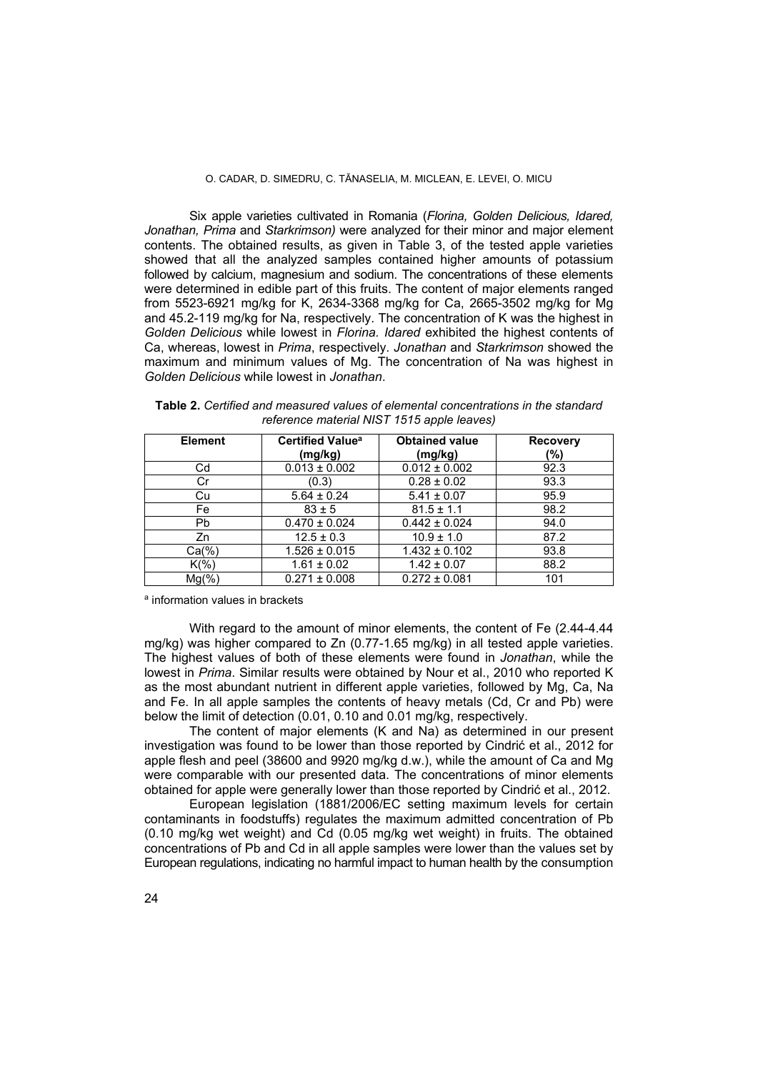Six apple varieties cultivated in Romania (*Florina, Golden Delicious, Idared, Jonathan, Prima* and *Starkrimson)* were analyzed for their minor and major element contents. The obtained results, as given in Table 3, of the tested apple varieties showed that all the analyzed samples contained higher amounts of potassium followed by calcium, magnesium and sodium. The concentrations of these elements were determined in edible part of this fruits. The content of major elements ranged from 5523-6921 mg/kg for K, 2634-3368 mg/kg for Ca, 2665-3502 mg/kg for Mg and 45.2-119 mg/kg for Na, respectively. The concentration of K was the highest in *Golden Delicious* while lowest in *Florina. Idared* exhibited the highest contents of Ca, whereas, lowest in *Prima*, respectively. *Jonathan* and *Starkrimson* showed the maximum and minimum values of Mg. The concentration of Na was highest in *Golden Delicious* while lowest in *Jonathan*.

**Table 2.** *Certified and measured values of elemental concentrations in the standard reference material NIST 1515 apple leaves)*

| Element | Certified Value[a] (mg/kg) | Obtained value (mg/kg) | Recovery (%) |
|---|---|---|---|
| Cd | 0.013 ± 0.002 | 0.012 ± 0.002 | 92.3 |
| Cr | (0.3) | 0.28 ± 0.02 | 93.3 |
| Cu | 5.64 ± 0.24 | 5.41 ± 0.07 | 95.9 |
| Fe | 83 ± 5 | 81.5 ± 1.1 | 98.2 |
| Pb | 0.470 ± 0.024 | 0.442 ± 0.024 | 94.0 |
| Zn | 12.5 ± 0.3 | 10.9 ± 1.0 | 87.2 |
| Ca(%) | 1.526 ± 0.015 | 1.432 ± 0.102 | 93.8 |
| K(%) | 1.61 ± 0.02 | 1.42 ± 0.07 | 88.2 |
| Mg(%) | 0.271 ± 0.008 | 0.272 ± 0.081 | 101 |

[a] information values in brackets

With regard to the amount of minor elements, the content of Fe (2.44-4.44 mg/kg) was higher compared to Zn (0.77-1.65 mg/kg) in all tested apple varieties. The highest values of both of these elements were found in *Jonathan*, while the lowest in *Prima*. Similar results were obtained by Nour et al., 2010 who reported K as the most abundant nutrient in different apple varieties, followed by Mg, Ca, Na and Fe. In all apple samples the contents of heavy metals (Cd, Cr and Pb) were below the limit of detection (0.01, 0.10 and 0.01 mg/kg, respectively.

The content of major elements (K and Na) as determined in our present investigation was found to be lower than those reported by Cindrić et al., 2012 for apple flesh and peel (38600 and 9920 mg/kg d.w.), while the amount of Ca and Mg were comparable with our presented data. The concentrations of minor elements obtained for apple were generally lower than those reported by Cindrić et al., 2012.

European legislation (1881/2006/EC setting maximum levels for certain contaminants in foodstuffs) regulates the maximum admitted concentration of Pb (0.10 mg/kg wet weight) and Cd (0.05 mg/kg wet weight) in fruits. The obtained concentrations of Pb and Cd in all apple samples were lower than the values set by European regulations, indicating no harmful impact to human health by the consumption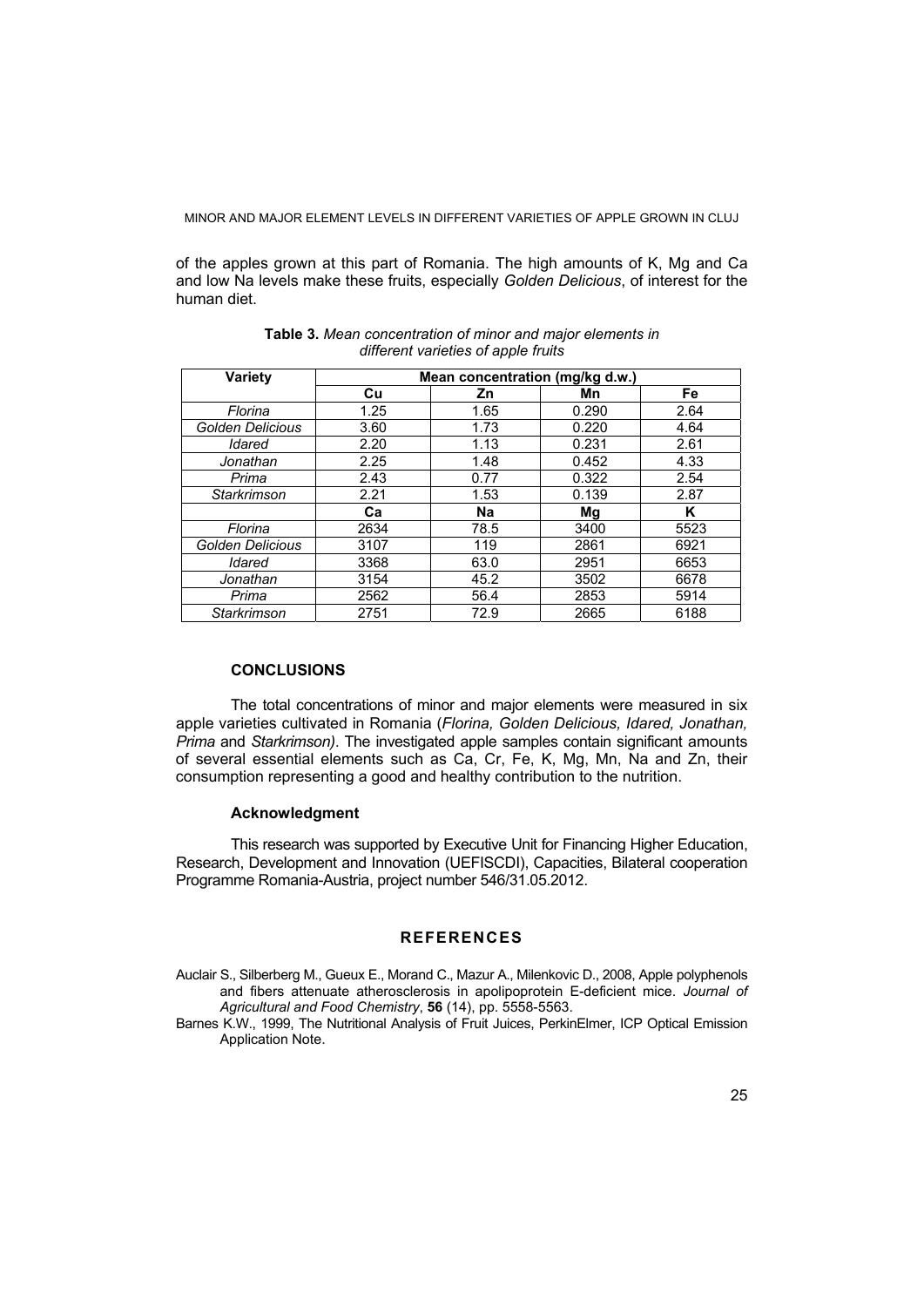of the apples grown at this part of Romania. The high amounts of K, Mg and Ca and low Na levels make these fruits, especially *Golden Delicious*, of interest for the human diet.

**Table 3.** *Mean concentration of minor and major elements in different varieties of apple fruits*

| Variety | Mean concentration (mg/kg d.w.) | | | |
|---|---|---|---|---|
| | **Cu** | **Zn** | **Mn** | **Fe** |
| *Florina* | 1.25 | 1.65 | 0.290 | 2.64 |
| *Golden Delicious* | 3.60 | 1.73 | 0.220 | 4.64 |
| *Idared* | 2.20 | 1.13 | 0.231 | 2.61 |
| *Jonathan* | 2.25 | 1.48 | 0.452 | 4.33 |
| *Prima* | 2.43 | 0.77 | 0.322 | 2.54 |
| *Starkrimson* | 2.21 | 1.53 | 0.139 | 2.87 |
| | **Ca** | **Na** | **Mg** | **K** |
| *Florina* | 2634 | 78.5 | 3400 | 5523 |
| *Golden Delicious* | 3107 | 119 | 2861 | 6921 |
| *Idared* | 3368 | 63.0 | 2951 | 6653 |
| *Jonathan* | 3154 | 45.2 | 3502 | 6678 |
| *Prima* | 2562 | 56.4 | 2853 | 5914 |
| *Starkrimson* | 2751 | 72.9 | 2665 | 6188 |

## CONCLUSIONS

The total concentrations of minor and major elements were measured in six apple varieties cultivated in Romania (*Florina, Golden Delicious, Idared, Jonathan, Prima* and *Starkrimson)*. The investigated apple samples contain significant amounts of several essential elements such as Ca, Cr, Fe, K, Mg, Mn, Na and Zn, their consumption representing a good and healthy contribution to the nutrition.

### Acknowledgment

This research was supported by Executive Unit for Financing Higher Education, Research, Development and Innovation (UEFISCDI), Capacities, Bilateral cooperation Programme Romania-Austria, project number 546/31.05.2012.

## REFERENCES

Auclair S., Silberberg M., Gueux E., Morand C., Mazur A., Milenkovic D., 2008, Apple polyphenols and fibers attenuate atherosclerosis in apolipoprotein E-deficient mice. *Journal of Agricultural and Food Chemistry*, **56** (14), pp. 5558-5563.

Barnes K.W., 1999, The Nutritional Analysis of Fruit Juices, PerkinElmer, ICP Optical Emission Application Note.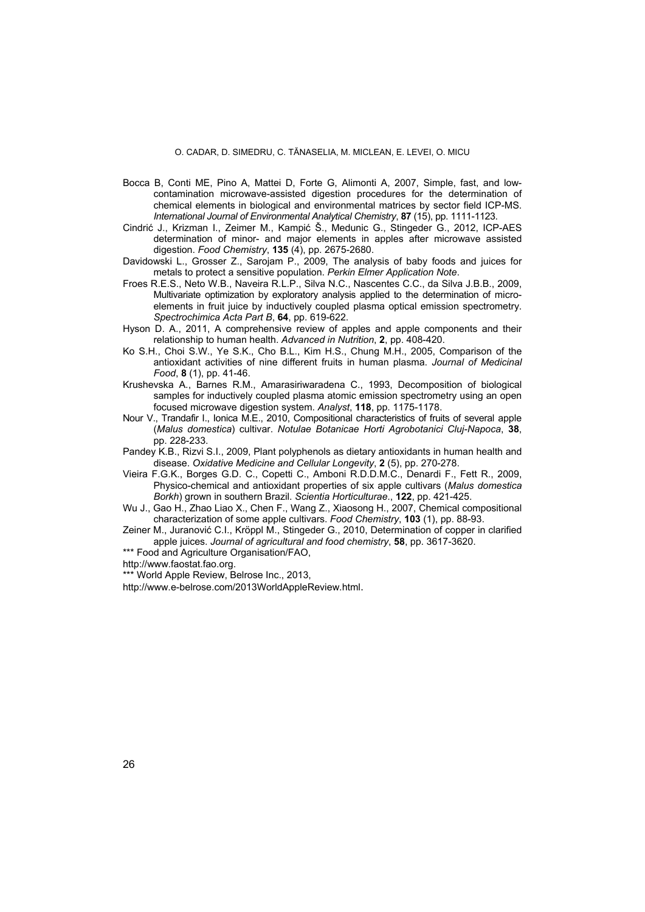Bocca B, Conti ME, Pino A, Mattei D, Forte G, Alimonti A, 2007, Simple, fast, and low-contamination microwave-assisted digestion procedures for the determination of chemical elements in biological and environmental matrices by sector field ICP-MS. *International Journal of Environmental Analytical Chemistry*, **87** (15), pp. 1111-1123.

Cindrić J., Krizman I., Zeimer M., Kampić Š., Medunic G., Stingeder G., 2012, ICP-AES determination of minor- and major elements in apples after microwave assisted digestion. *Food Chemistry*, **135** (4), pp. 2675-2680.

Davidowski L., Grosser Z., Sarojam P., 2009, The analysis of baby foods and juices for metals to protect a sensitive population. *Perkin Elmer Application Note*.

Froes R.E.S., Neto W.B., Naveira R.L.P., Silva N.C., Nascentes C.C., da Silva J.B.B., 2009, Multivariate optimization by exploratory analysis applied to the determination of micro-elements in fruit juice by inductively coupled plasma optical emission spectrometry. *Spectrochimica Acta Part B*, **64**, pp. 619-622.

Hyson D. A., 2011, A comprehensive review of apples and apple components and their relationship to human health. *Advanced in Nutrition*, **2**, pp. 408-420.

Ko S.H., Choi S.W., Ye S.K., Cho B.L., Kim H.S., Chung M.H., 2005, Comparison of the antioxidant activities of nine different fruits in human plasma. *Journal of Medicinal Food*, **8** (1), pp. 41-46.

Krushevska A., Barnes R.M., Amarasiriwaradena C., 1993, Decomposition of biological samples for inductively coupled plasma atomic emission spectrometry using an open focused microwave digestion system. *Analyst*, **118**, pp. 1175-1178.

Nour V., Trandafir I., Ionica M.E., 2010, Compositional characteristics of fruits of several apple (*Malus domestica*) cultivar. *Notulae Botanicae Horti Agrobotanici Cluj-Napoca*, **38**, pp. 228-233.

Pandey K.B., Rizvi S.I., 2009, Plant polyphenols as dietary antioxidants in human health and disease. *Oxidative Medicine and Cellular Longevity*, **2** (5), pp. 270-278.

Vieira F.G.K., Borges G.D. C., Copetti C., Amboni R.D.D.M.C., Denardi F., Fett R., 2009, Physico-chemical and antioxidant properties of six apple cultivars (*Malus domestica Borkh*) grown in southern Brazil. *Scientia Horticulturae.*, **122**, pp. 421-425.

Wu J., Gao H., Zhao Liao X., Chen F., Wang Z., Xiaosong H., 2007, Chemical compositional characterization of some apple cultivars. *Food Chemistry*, **103** (1), pp. 88-93.

Zeiner M., Juranović C.I., Kröppl M., Stingeder G., 2010, Determination of copper in clarified apple juices. *Journal of agricultural and food chemistry*, **58**, pp. 3617-3620.

*** Food and Agriculture Organisation/FAO,

http://www.faostat.fao.org.

*** World Apple Review, Belrose Inc., 2013,

http://www.e-belrose.com/2013WorldAppleReview.html.